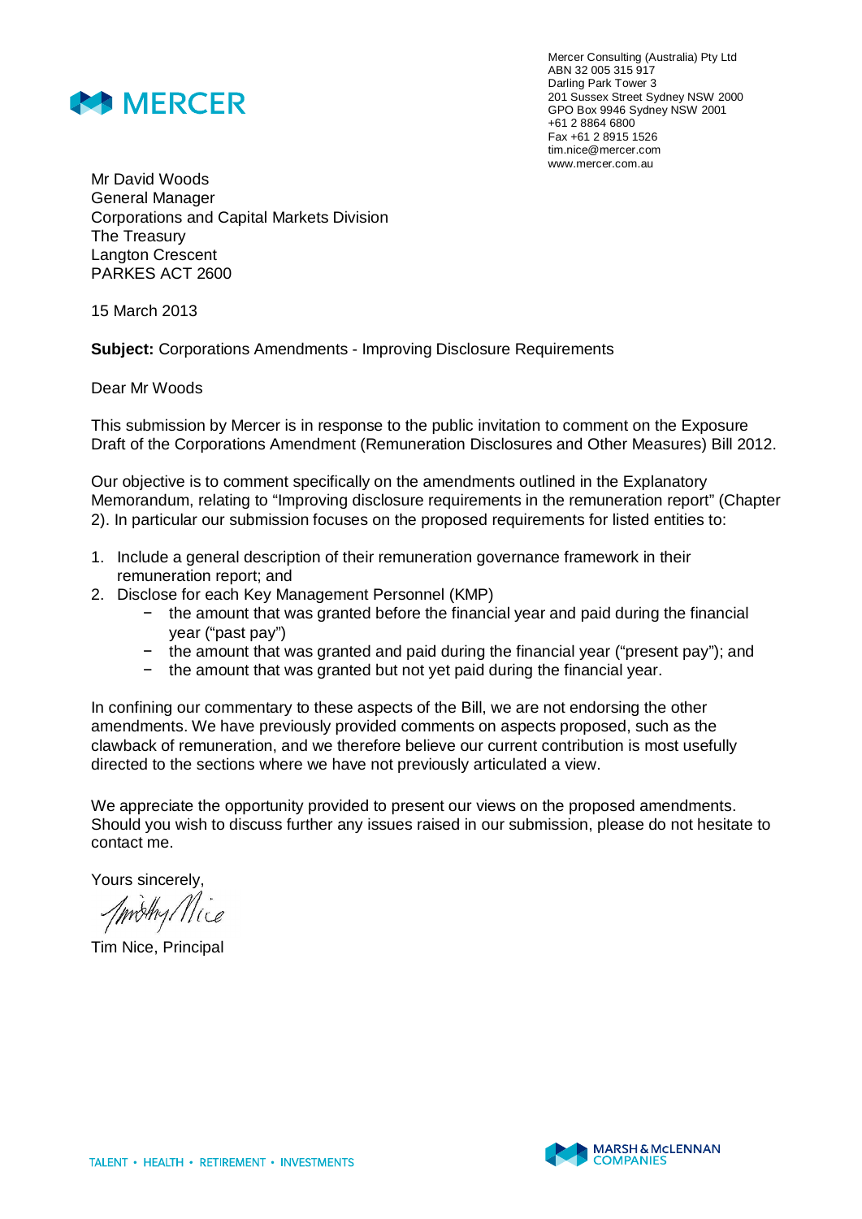MERCER

Mercer Consulting (Australia) Pty Ltd
ABN 32 005 315 917
Darling Park Tower 3
201 Sussex Street Sydney NSW 2000
GPO Box 9946 Sydney NSW 2001
+61 2 8864 6800
Fax +61 2 8915 1526
tim.nice@mercer.com
www.mercer.com.au

Mr David Woods
General Manager
Corporations and Capital Markets Division
The Treasury
Langton Crescent
PARKES ACT 2600

15 March 2013

**Subject:** Corporations Amendments - Improving Disclosure Requirements

Dear Mr Woods

This submission by Mercer is in response to the public invitation to comment on the Exposure Draft of the Corporations Amendment (Remuneration Disclosures and Other Measures) Bill 2012.

Our objective is to comment specifically on the amendments outlined in the Explanatory Memorandum, relating to "Improving disclosure requirements in the remuneration report" (Chapter 2). In particular our submission focuses on the proposed requirements for listed entities to:

1. Include a general description of their remuneration governance framework in their remuneration report; and
2. Disclose for each Key Management Personnel (KMP)
   - the amount that was granted before the financial year and paid during the financial year ("past pay")
   - the amount that was granted and paid during the financial year ("present pay"); and
   - the amount that was granted but not yet paid during the financial year.

In confining our commentary to these aspects of the Bill, we are not endorsing the other amendments. We have previously provided comments on aspects proposed, such as the clawback of remuneration, and we therefore believe our current contribution is most usefully directed to the sections where we have not previously articulated a view.

We appreciate the opportunity provided to present our views on the proposed amendments. Should you wish to discuss further any issues raised in our submission, please do not hesitate to contact me.

Yours sincerely,

Timothy Nice

Tim Nice, Principal

TALENT • HEALTH • RETIREMENT • INVESTMENTS

MARSH & McLENNAN COMPANIES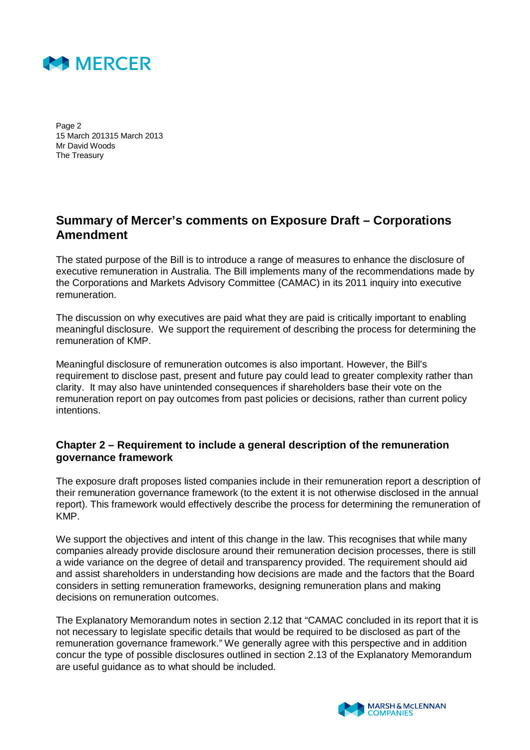## Summary of Mercer's comments on Exposure Draft – Corporations Amendment

The stated purpose of the Bill is to introduce a range of measures to enhance the disclosure of executive remuneration in Australia. The Bill implements many of the recommendations made by the Corporations and Markets Advisory Committee (CAMAC) in its 2011 inquiry into executive remuneration.

The discussion on why executives are paid what they are paid is critically important to enabling meaningful disclosure. We support the requirement of describing the process for determining the remuneration of KMP.

Meaningful disclosure of remuneration outcomes is also important. However, the Bill's requirement to disclose past, present and future pay could lead to greater complexity rather than clarity. It may also have unintended consequences if shareholders base their vote on the remuneration report on pay outcomes from past policies or decisions, rather than current policy intentions.

### Chapter 2 – Requirement to include a general description of the remuneration governance framework

The exposure draft proposes listed companies include in their remuneration report a description of their remuneration governance framework (to the extent it is not otherwise disclosed in the annual report). This framework would effectively describe the process for determining the remuneration of KMP.

We support the objectives and intent of this change in the law. This recognises that while many companies already provide disclosure around their remuneration decision processes, there is still a wide variance on the degree of detail and transparency provided. The requirement should aid and assist shareholders in understanding how decisions are made and the factors that the Board considers in setting remuneration frameworks, designing remuneration plans and making decisions on remuneration outcomes.

The Explanatory Memorandum notes in section 2.12 that "CAMAC concluded in its report that it is not necessary to legislate specific details that would be required to be disclosed as part of the remuneration governance framework." We generally agree with this perspective and in addition concur the type of possible disclosures outlined in section 2.13 of the Explanatory Memorandum are useful guidance as to what should be included.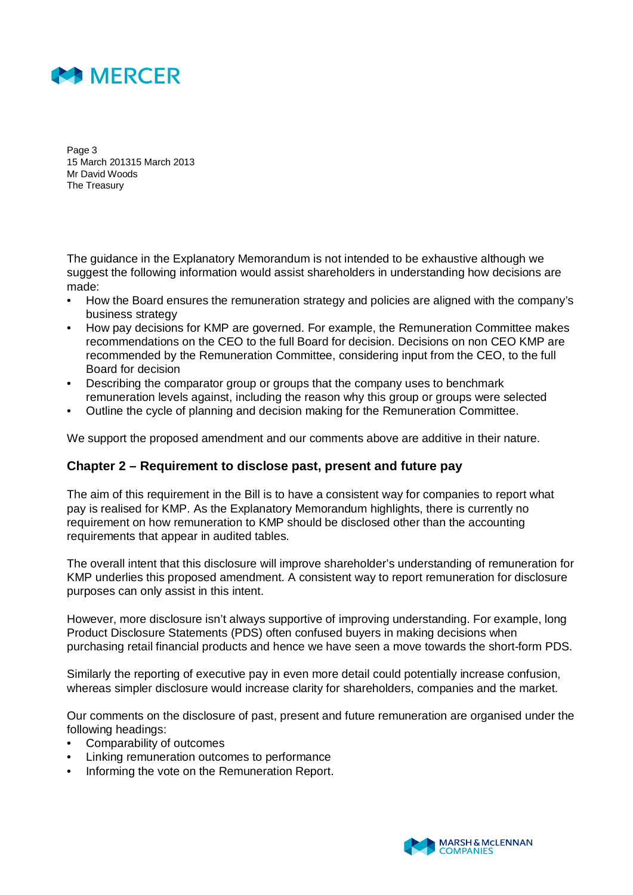The guidance in the Explanatory Memorandum is not intended to be exhaustive although we suggest the following information would assist shareholders in understanding how decisions are made:

- How the Board ensures the remuneration strategy and policies are aligned with the company's business strategy
- How pay decisions for KMP are governed. For example, the Remuneration Committee makes recommendations on the CEO to the full Board for decision. Decisions on non CEO KMP are recommended by the Remuneration Committee, considering input from the CEO, to the full Board for decision
- Describing the comparator group or groups that the company uses to benchmark remuneration levels against, including the reason why this group or groups were selected
- Outline the cycle of planning and decision making for the Remuneration Committee.

We support the proposed amendment and our comments above are additive in their nature.

## Chapter 2 – Requirement to disclose past, present and future pay

The aim of this requirement in the Bill is to have a consistent way for companies to report what pay is realised for KMP. As the Explanatory Memorandum highlights, there is currently no requirement on how remuneration to KMP should be disclosed other than the accounting requirements that appear in audited tables.

The overall intent that this disclosure will improve shareholder's understanding of remuneration for KMP underlies this proposed amendment. A consistent way to report remuneration for disclosure purposes can only assist in this intent.

However, more disclosure isn't always supportive of improving understanding. For example, long Product Disclosure Statements (PDS) often confused buyers in making decisions when purchasing retail financial products and hence we have seen a move towards the short-form PDS.

Similarly the reporting of executive pay in even more detail could potentially increase confusion, whereas simpler disclosure would increase clarity for shareholders, companies and the market.

Our comments on the disclosure of past, present and future remuneration are organised under the following headings:

- Comparability of outcomes
- Linking remuneration outcomes to performance
- Informing the vote on the Remuneration Report.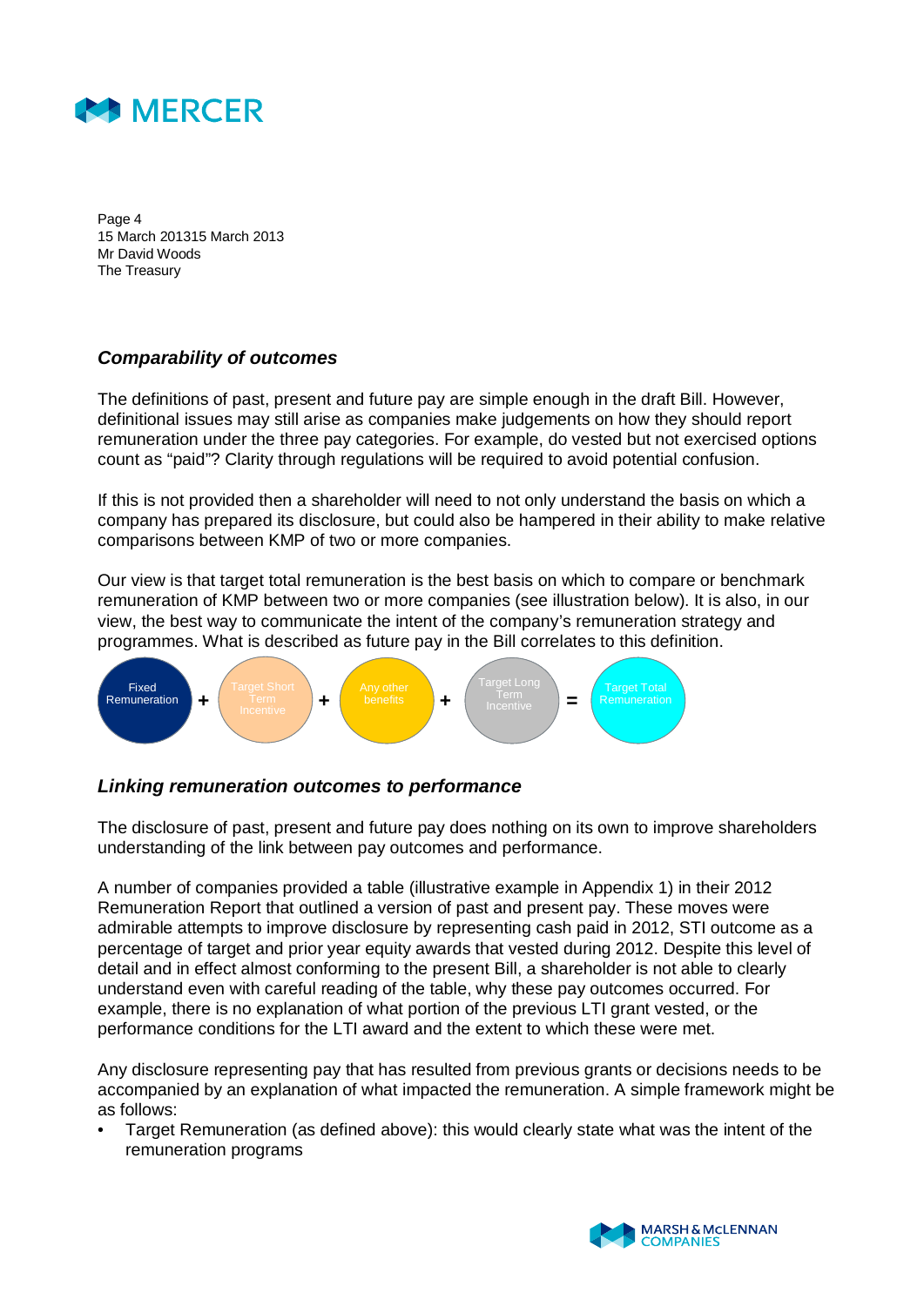Page 4
15 March 201315 March 2013
Mr David Woods
The Treasury

### *Comparability of outcomes*

The definitions of past, present and future pay are simple enough in the draft Bill. However, definitional issues may still arise as companies make judgements on how they should report remuneration under the three pay categories. For example, do vested but not exercised options count as "paid"? Clarity through regulations will be required to avoid potential confusion.

If this is not provided then a shareholder will need to not only understand the basis on which a company has prepared its disclosure, but could also be hampered in their ability to make relative comparisons between KMP of two or more companies.

Our view is that target total remuneration is the best basis on which to compare or benchmark remuneration of KMP between two or more companies (see illustration below). It is also, in our view, the best way to communicate the intent of the company's remuneration strategy and programmes. What is described as future pay in the Bill correlates to this definition.

Fixed Remuneration + Target Short Term Incentive + Any other benefits + Target Long Term Incentive = Target Total Remuneration

### *Linking remuneration outcomes to performance*

The disclosure of past, present and future pay does nothing on its own to improve shareholders understanding of the link between pay outcomes and performance.

A number of companies provided a table (illustrative example in Appendix 1) in their 2012 Remuneration Report that outlined a version of past and present pay. These moves were admirable attempts to improve disclosure by representing cash paid in 2012, STI outcome as a percentage of target and prior year equity awards that vested during 2012. Despite this level of detail and in effect almost conforming to the present Bill, a shareholder is not able to clearly understand even with careful reading of the table, why these pay outcomes occurred. For example, there is no explanation of what portion of the previous LTI grant vested, or the performance conditions for the LTI award and the extent to which these were met.

Any disclosure representing pay that has resulted from previous grants or decisions needs to be accompanied by an explanation of what impacted the remuneration. A simple framework might be as follows:

- Target Remuneration (as defined above): this would clearly state what was the intent of the remuneration programs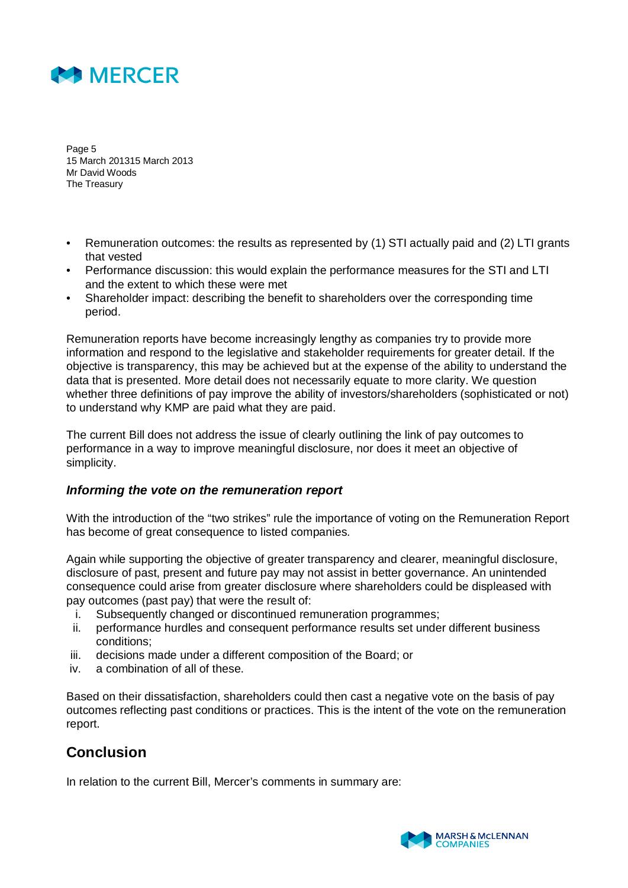- Remuneration outcomes: the results as represented by (1) STI actually paid and (2) LTI grants that vested
- Performance discussion: this would explain the performance measures for the STI and LTI and the extent to which these were met
- Shareholder impact: describing the benefit to shareholders over the corresponding time period.

Remuneration reports have become increasingly lengthy as companies try to provide more information and respond to the legislative and stakeholder requirements for greater detail. If the objective is transparency, this may be achieved but at the expense of the ability to understand the data that is presented. More detail does not necessarily equate to more clarity. We question whether three definitions of pay improve the ability of investors/shareholders (sophisticated or not) to understand why KMP are paid what they are paid.

The current Bill does not address the issue of clearly outlining the link of pay outcomes to performance in a way to improve meaningful disclosure, nor does it meet an objective of simplicity.

### *Informing the vote on the remuneration report*

With the introduction of the "two strikes" rule the importance of voting on the Remuneration Report has become of great consequence to listed companies.

Again while supporting the objective of greater transparency and clearer, meaningful disclosure, disclosure of past, present and future pay may not assist in better governance. An unintended consequence could arise from greater disclosure where shareholders could be displeased with pay outcomes (past pay) that were the result of:

i. Subsequently changed or discontinued remuneration programmes;
ii. performance hurdles and consequent performance results set under different business conditions;
iii. decisions made under a different composition of the Board; or
iv. a combination of all of these.

Based on their dissatisfaction, shareholders could then cast a negative vote on the basis of pay outcomes reflecting past conditions or practices. This is the intent of the vote on the remuneration report.

## Conclusion

In relation to the current Bill, Mercer's comments in summary are: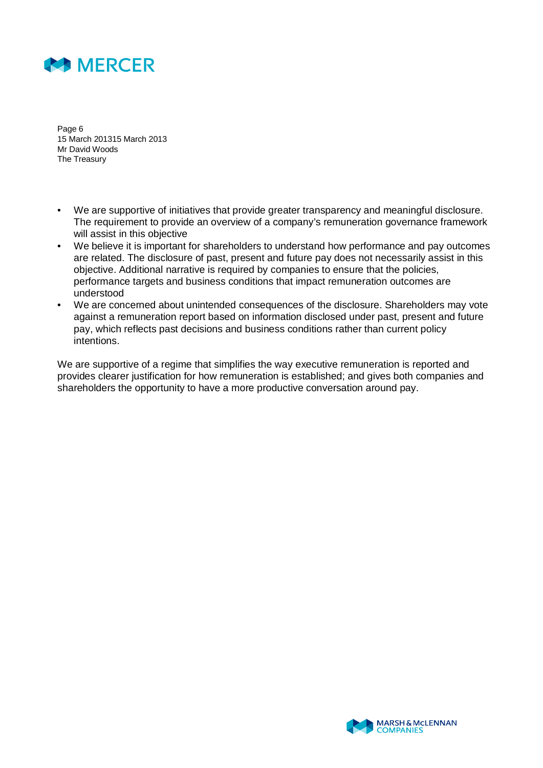- We are supportive of initiatives that provide greater transparency and meaningful disclosure. The requirement to provide an overview of a company's remuneration governance framework will assist in this objective
- We believe it is important for shareholders to understand how performance and pay outcomes are related. The disclosure of past, present and future pay does not necessarily assist in this objective. Additional narrative is required by companies to ensure that the policies, performance targets and business conditions that impact remuneration outcomes are understood
- We are concerned about unintended consequences of the disclosure. Shareholders may vote against a remuneration report based on information disclosed under past, present and future pay, which reflects past decisions and business conditions rather than current policy intentions.

We are supportive of a regime that simplifies the way executive remuneration is reported and provides clearer justification for how remuneration is established; and gives both companies and shareholders the opportunity to have a more productive conversation around pay.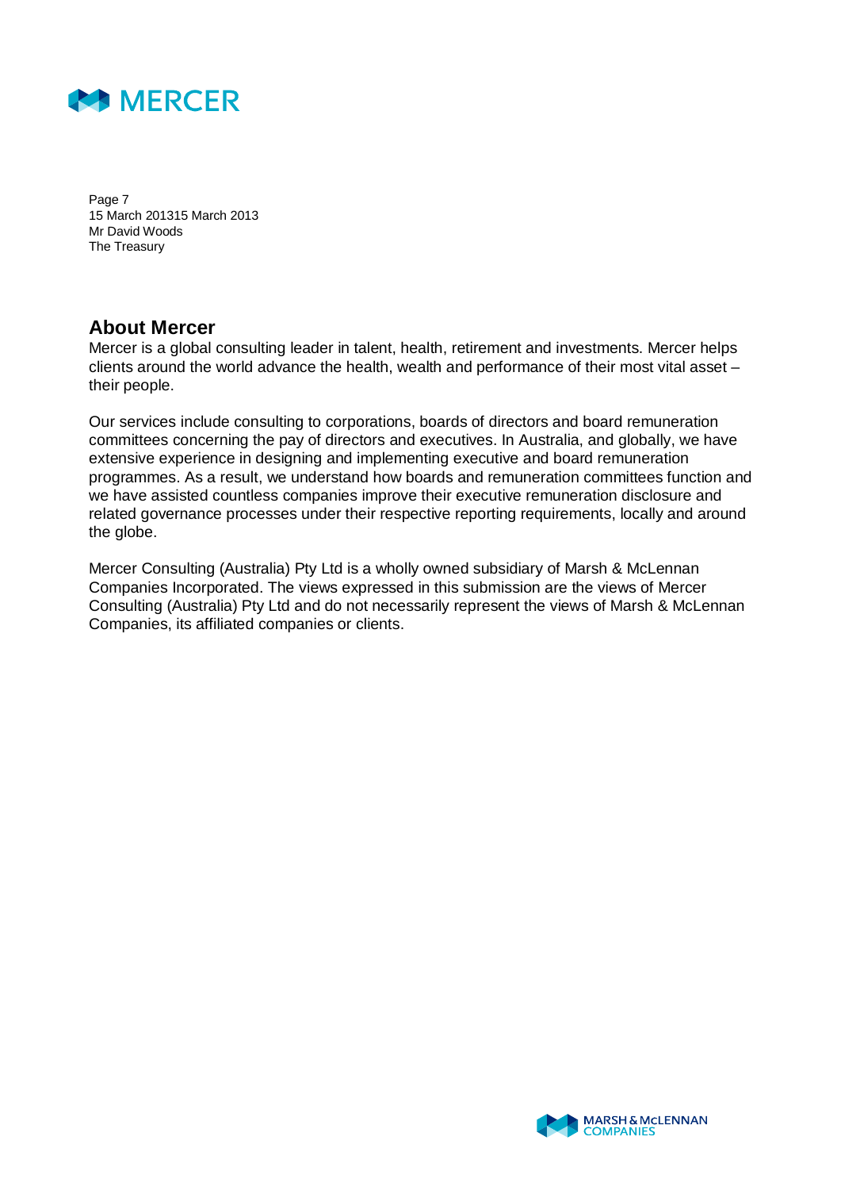## About Mercer

Mercer is a global consulting leader in talent, health, retirement and investments. Mercer helps clients around the world advance the health, wealth and performance of their most vital asset – their people.

Our services include consulting to corporations, boards of directors and board remuneration committees concerning the pay of directors and executives. In Australia, and globally, we have extensive experience in designing and implementing executive and board remuneration programmes. As a result, we understand how boards and remuneration committees function and we have assisted countless companies improve their executive remuneration disclosure and related governance processes under their respective reporting requirements, locally and around the globe.

Mercer Consulting (Australia) Pty Ltd is a wholly owned subsidiary of Marsh & McLennan Companies Incorporated. The views expressed in this submission are the views of Mercer Consulting (Australia) Pty Ltd and do not necessarily represent the views of Marsh & McLennan Companies, its affiliated companies or clients.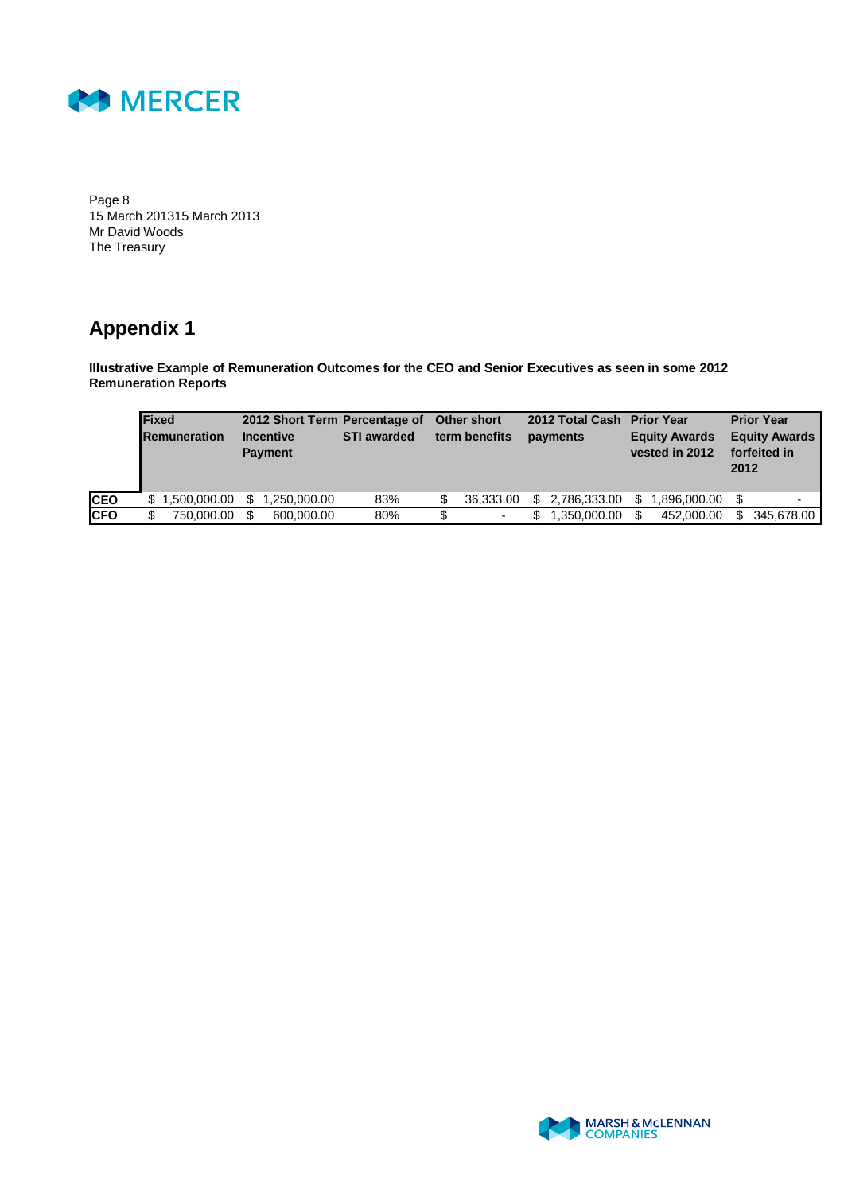Page 8
15 March 201315 March 2013
Mr David Woods
The Treasury

## Appendix 1

**Illustrative Example of Remuneration Outcomes for the CEO and Senior Executives as seen in some 2012 Remuneration Reports**

| | Fixed Remuneration | 2012 Short Term Incentive Payment | Percentage of STI awarded | Other short term benefits | 2012 Total Cash payments | Prior Year Equity Awards vested in 2012 | Prior Year Equity Awards forfeited in 2012 |
|---|---|---|---|---|---|---|---|
| **CEO** | $ 1,500,000.00 | $ 1,250,000.00 | 83% | $ 36,333.00 | $ 2,786,333.00 | $ 1,896,000.00 | $ - |
| **CFO** | $ 750,000.00 | $ 600,000.00 | 80% | $ - | $ 1,350,000.00 | $ 452,000.00 | $ 345,678.00 |